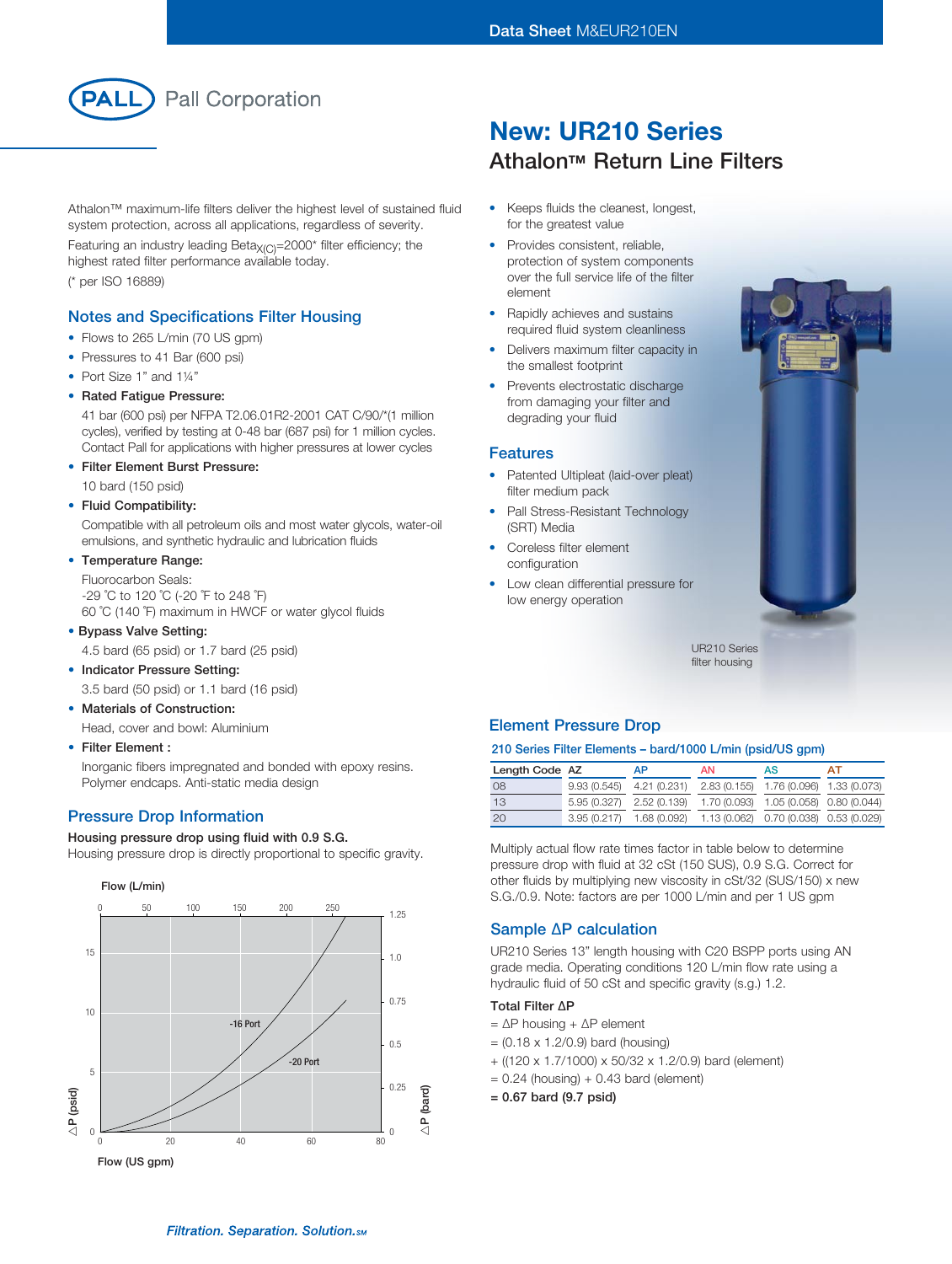![PALL](Pall Corporation)

# New: UR210 Series

## Athalon™ Return Line Filters

Athalon™ maximum-life filters deliver the highest level of sustained fluid system protection, across all applications, regardless of severity.

Featuring an industry leading Beta$_{X(C)}$=2000* filter efficiency; the highest rated filter performance available today.

(* per ISO 16889)

- Keeps fluids the cleanest, longest, for the greatest value
- Provides consistent, reliable, protection of system components over the full service life of the filter element
- Rapidly achieves and sustains required fluid system cleanliness
- Delivers maximum filter capacity in the smallest footprint
- Prevents electrostatic discharge from damaging your filter and degrading your fluid

### Notes and Specifications Filter Housing

- Flows to 265 L/min (70 US gpm)
- Pressures to 41 Bar (600 psi)
- Port Size 1" and 1¼"
- **Rated Fatigue Pressure:**

  41 bar (600 psi) per NFPA T2.06.01R2-2001 CAT C/90/*(1 million cycles), verified by testing at 0-48 bar (687 psi) for 1 million cycles. Contact Pall for applications with higher pressures at lower cycles
- **Filter Element Burst Pressure:**

  10 bard (150 psid)
- **Fluid Compatibility:**

  Compatible with all petroleum oils and most water glycols, water-oil emulsions, and synthetic hydraulic and lubrication fluids
- **Temperature Range:**

  Fluorocarbon Seals:
  -29 ˚C to 120 ˚C (-20 ˚F to 248 ˚F)
  60 ˚C (140 ˚F) maximum in HWCF or water glycol fluids
- **Bypass Valve Setting:**

  4.5 bard (65 psid) or 1.7 bard (25 psid)
- **Indicator Pressure Setting:**

  3.5 bard (50 psid) or 1.1 bard (16 psid)
- **Materials of Construction:**

  Head, cover and bowl: Aluminium
- **Filter Element :**

  Inorganic fibers impregnated and bonded with epoxy resins. Polymer endcaps. Anti-static media design

### Features

- Patented Ultipleat (laid-over pleat) filter medium pack
- Pall Stress-Resistant Technology (SRT) Media
- Coreless filter element configuration
- Low clean differential pressure for low energy operation

UR210 Series filter housing

### Pressure Drop Information

**Housing pressure drop using fluid with 0.9 S.G.**

Housing pressure drop is directly proportional to specific gravity.

Flow (L/min): 0, 50, 100, 150, 200, 250

ΔP (psid): 0, 5, 10, 15 — ΔP (bard): 0, 0.25, 0.5, 0.75, 1.0, 1.25

Curves: -16 Port, -20 Port

Flow (US gpm): 0, 20, 40, 60, 80

### Element Pressure Drop

**210 Series Filter Elements – bard/1000 L/min (psid/US gpm)**

| Length Code | AZ | AP | AN | AS | AT |
|---|---|---|---|---|---|
| 08 | 9.93 (0.545) | 4.21 (0.231) | 2.83 (0.155) | 1.76 (0.096) | 1.33 (0.073) |
| 13 | 5.95 (0.327) | 2.52 (0.139) | 1.70 (0.093) | 1.05 (0.058) | 0.80 (0.044) |
| 20 | 3.95 (0.217) | 1.68 (0.092) | 1.13 (0.062) | 0.70 (0.038) | 0.53 (0.029) |

Multiply actual flow rate times factor in table below to determine pressure drop with fluid at 32 cSt (150 SUS), 0.9 S.G. Correct for other fluids by multiplying new viscosity in cSt/32 (SUS/150) x new S.G./0.9. Note: factors are per 1000 L/min and per 1 US gpm

### Sample ΔP calculation

UR210 Series 13" length housing with C20 BSPP ports using AN grade media. Operating conditions 120 L/min flow rate using a hydraulic fluid of 50 cSt and specific gravity (s.g.) 1.2.

**Total Filter ΔP**

= ΔP housing + ΔP element

= (0.18 x 1.2/0.9) bard (housing)

+ ((120 x 1.7/1000) x 50/32 x 1.2/0.9) bard (element)

= 0.24 (housing) + 0.43 bard (element)

**= 0.67 bard (9.7 psid)**

*Filtration. Separation. Solution.*℠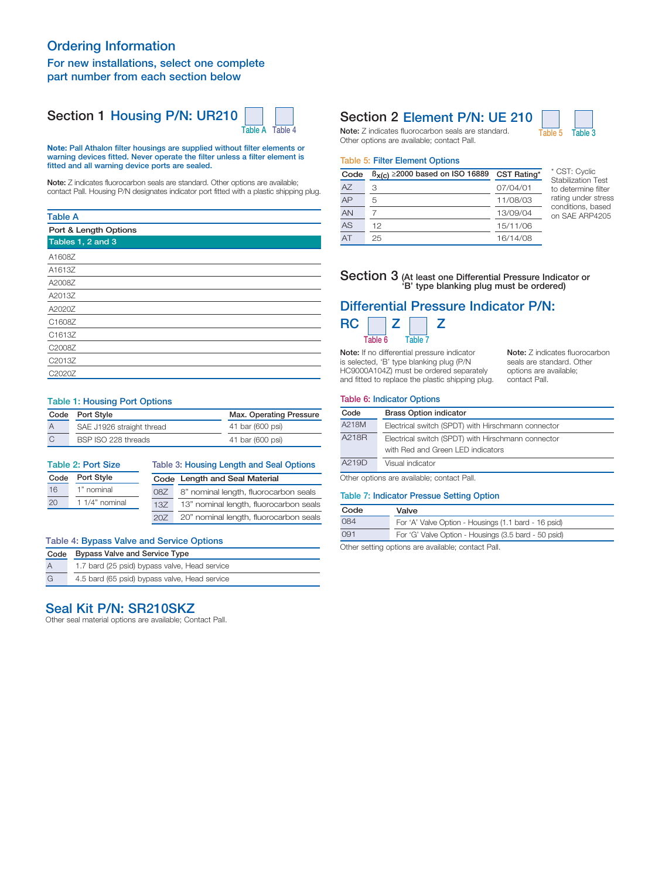## Ordering Information

### For new installations, select one complete part number from each section below

## Section 1 Housing P/N: UR210 [Table A] [Table 4]

**Note: Pall Athalon filter housings are supplied without filter elements or warning devices fitted. Never operate the filter unless a filter element is fitted and all warning device ports are sealed.**

**Note:** Z indicates fluorocarbon seals are standard. Other options are available; contact Pall. Housing P/N designates indicator port fitted with a plastic shipping plug.

**Table A**

| Port & Length Options |
|---|
| Tables 1, 2 and 3 |
| A1608Z |
| A1613Z |
| A2008Z |
| A2013Z |
| A2020Z |
| C1608Z |
| C1613Z |
| C2008Z |
| C2013Z |
| C2020Z |

**Table 1: Housing Port Options**

| Code | Port Style | Max. Operating Pressure |
|---|---|---|
| A | SAE J1926 straight thread | 41 bar (600 psi) |
| C | BSP ISO 228 threads | 41 bar (600 psi) |

**Table 2: Port Size**

| Code | Port Style |
|---|---|
| 16 | 1" nominal |
| 20 | 1 1/4" nominal |

**Table 3: Housing Length and Seal Options**

| Code | Length and Seal Material |
|---|---|
| 08Z | 8" nominal length, fluorocarbon seals |
| 13Z | 13" nominal length, fluorocarbon seals |
| 20Z | 20" nominal length, fluorocarbon seals |

**Table 4: Bypass Valve and Service Options**

| Code | Bypass Valve and Service Type |
|---|---|
| A | 1.7 bard (25 psid) bypass valve, Head service |
| G | 4.5 bard (65 psid) bypass valve, Head service |

## Seal Kit P/N: SR210SKZ

Other seal material options are available; Contact Pall.

## Section 2 Element P/N: UE 210 [Table 5] [Table 3]

**Note:** Z indicates fluorocarbon seals are standard. Other options are available; contact Pall.

**Table 5: Filter Element Options**

| Code | $\beta_{x(c)}$ ≥2000 based on ISO 16889 | CST Rating* |
|---|---|---|
| AZ | 3 | 07/04/01 |
| AP | 5 | 11/08/03 |
| AN | 7 | 13/09/04 |
| AS | 12 | 15/11/06 |
| AT | 25 | 16/14/08 |

* CST: Cyclic Stabilization Test to determine filter rating under stress conditions, based on SAE ARP4205

## Section 3 (At least one Differential Pressure Indicator or 'B' type blanking plug must be ordered)

### Differential Pressure Indicator P/N:

RC [Table 6] Z [Table 7] Z

**Note:** If no differential pressure indicator is selected, 'B' type blanking plug (P/N HC9000A104Z) must be ordered separately and fitted to replace the plastic shipping plug.

**Note:** Z indicates fluorocarbon seals are standard. Other options are available; contact Pall.

**Table 6: Indicator Options**

| Code | Brass Option indicator |
|---|---|
| A218M | Electrical switch (SPDT) with Hirschmann connector |
| A218R | Electrical switch (SPDT) with Hirschmann connector with Red and Green LED indicators |
| A219D | Visual indicator |

Other options are available; contact Pall.

**Table 7: Indicator Pressue Setting Option**

| Code | Valve |
|---|---|
| 084 | For 'A' Valve Option - Housings (1.1 bard - 16 psid) |
| 091 | For 'G' Valve Option - Housings (3.5 bard - 50 psid) |

Other setting options are available; contact Pall.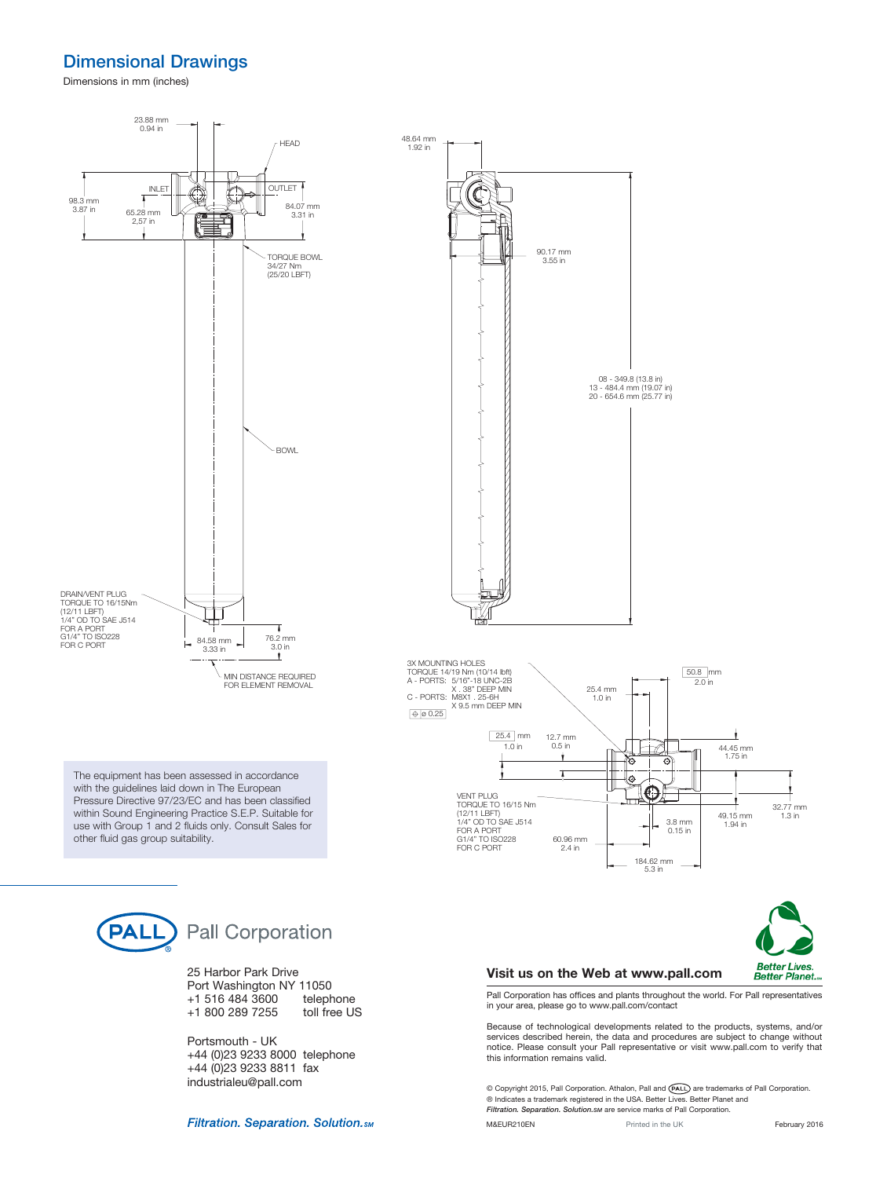## Dimensional Drawings

Dimensions in mm (inches)

23.88 mm
0.94 in

HEAD

INLET

OUTLET

98.3 mm
3.87 in

65.28 mm
2,57 in

84.07 mm
3.31 in

TORQUE BOWL
34/27 Nm
(25/20 LBFT)

BOWL

DRAIN/VENT PLUG
TORQUE TO 16/15Nm
(12/11 LBFT)
1/4" OD TO SAE J514
FOR A PORT
G1/4" TO ISO228
FOR C PORT

84.58 mm
3.33 in

76.2 mm
3.0 in

MIN DISTANCE REQUIRED
FOR ELEMENT REMOVAL

48.64 mm
1.92 in

90.17 mm
3.55 in

08 - 349.8 (13.8 in)
13 - 484.4 mm (19.07 in)
20 - 654.6 mm (25.77 in)

3X MOUNTING HOLES
TORQUE 14/19 Nm (10/14 lbft)
A - PORTS: 5/16"-18 UNC-2B
X . 38" DEEP MIN
C - PORTS: M8X1 . 25-6H
X 9.5 mm DEEP MIN
⊕ ø 0.25

50.8 mm
2.0 in

25.4 mm
1.0 in

25.4 mm
1.0 in

12.7 mm
0.5 in

44.45 mm
1.75 in

VENT PLUG
TORQUE TO 16/15 Nm
(12/11 LBFT)
1/4" OD TO SAE J514
FOR A PORT
G1/4" TO ISO228
FOR C PORT

60.96 mm
2.4 in

3.8 mm
0.15 in

49.15 mm
1.94 in

32.77 mm
1.3 in

184.62 mm
5.3 in

The equipment has been assessed in accordance with the guidelines laid down in The European Pressure Directive 97/23/EC and has been classified within Sound Engineering Practice S.E.P. Suitable for use with Group 1 and 2 fluids only. Consult Sales for other fluid gas group suitability.

**Pall Corporation**

25 Harbor Park Drive
Port Washington NY 11050
+1 516 484 3600 telephone
+1 800 289 7255 toll free US

Portsmouth - UK
+44 (0)23 9233 8000 telephone
+44 (0)23 9233 8811 fax
industrialeu@pall.com

*Filtration. Separation. Solution.SM*

**Visit us on the Web at www.pall.com**

*Better Lives. Better Planet.SM*

Pall Corporation has offices and plants throughout the world. For Pall representatives in your area, please go to www.pall.com/contact

Because of technological developments related to the products, systems, and/or services described herein, the data and procedures are subject to change without notice. Please consult your Pall representative or visit www.pall.com to verify that this information remains valid.

© Copyright 2015, Pall Corporation. Athalon, Pall and PALL are trademarks of Pall Corporation.
® Indicates a trademark registered in the USA. Better Lives. Better Planet and *Filtration. Separation. Solution.SM* are service marks of Pall Corporation.

M&EUR210EN Printed in the UK February 2016